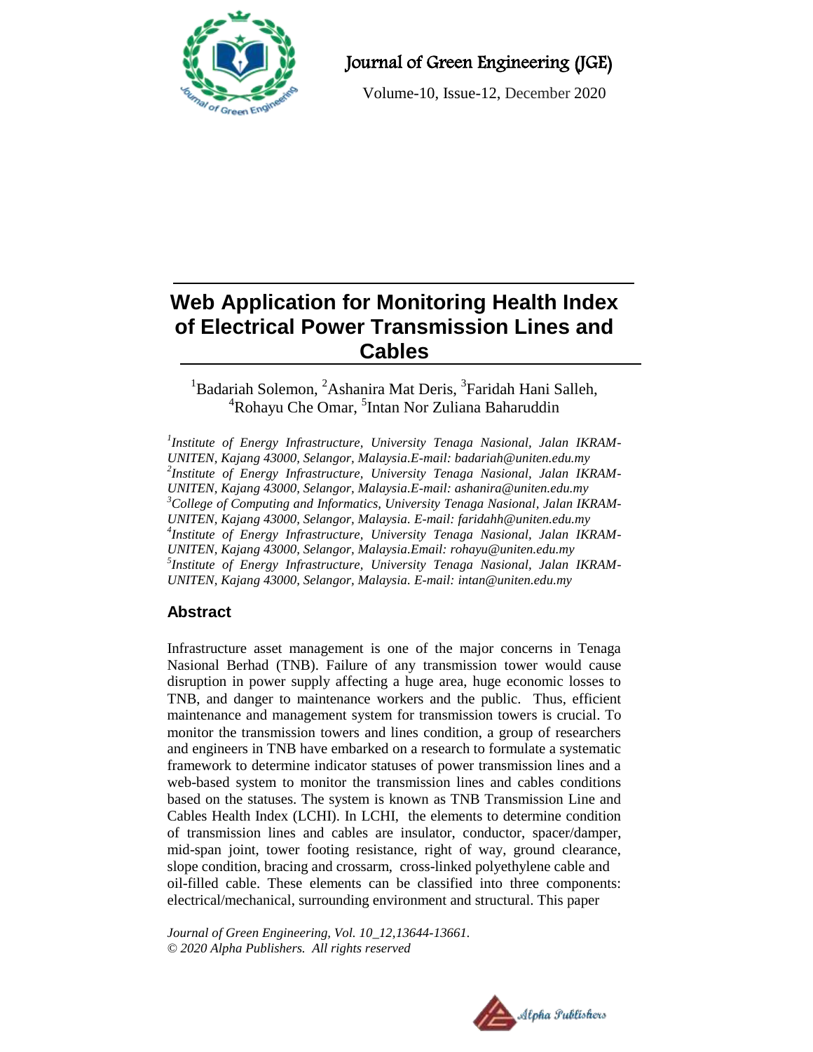# Web Application for Monitoring Health Index of Electrical Power Transmission Lines and Cables

[1]Badariah Solemon, [2]Ashanira Mat Deris, [3]Faridah Hani Salleh, [4]Rohayu Che Omar, [5]Intan Nor Zuliana Baharuddin

*[1]Institute of Energy Infrastructure, University Tenaga Nasional, Jalan IKRAM-UNITEN, Kajang 43000, Selangor, Malaysia.E-mail: badariah@uniten.edu.my*
*[2]Institute of Energy Infrastructure, University Tenaga Nasional, Jalan IKRAM-UNITEN, Kajang 43000, Selangor, Malaysia.E-mail: ashanira@uniten.edu.my*
*[3]College of Computing and Informatics, University Tenaga Nasional, Jalan IKRAM-UNITEN, Kajang 43000, Selangor, Malaysia. E-mail: faridahh@uniten.edu.my*
*[4]Institute of Energy Infrastructure, University Tenaga Nasional, Jalan IKRAM-UNITEN, Kajang 43000, Selangor, Malaysia.Email: rohayu@uniten.edu.my*
*[5]Institute of Energy Infrastructure, University Tenaga Nasional, Jalan IKRAM-UNITEN, Kajang 43000, Selangor, Malaysia. E-mail: intan@uniten.edu.my*

## Abstract

Infrastructure asset management is one of the major concerns in Tenaga Nasional Berhad (TNB). Failure of any transmission tower would cause disruption in power supply affecting a huge area, huge economic losses to TNB, and danger to maintenance workers and the public. Thus, efficient maintenance and management system for transmission towers is crucial. To monitor the transmission towers and lines condition, a group of researchers and engineers in TNB have embarked on a research to formulate a systematic framework to determine indicator statuses of power transmission lines and a web-based system to monitor the transmission lines and cables conditions based on the statuses. The system is known as TNB Transmission Line and Cables Health Index (LCHI). In LCHI, the elements to determine condition of transmission lines and cables are insulator, conductor, spacer/damper, mid-span joint, tower footing resistance, right of way, ground clearance, slope condition, bracing and crossarm, cross-linked polyethylene cable and oil-filled cable. These elements can be classified into three components: electrical/mechanical, surrounding environment and structural. This paper

*Journal of Green Engineering, Vol. 10_12,13644-13661.*
*© 2020 Alpha Publishers. All rights reserved*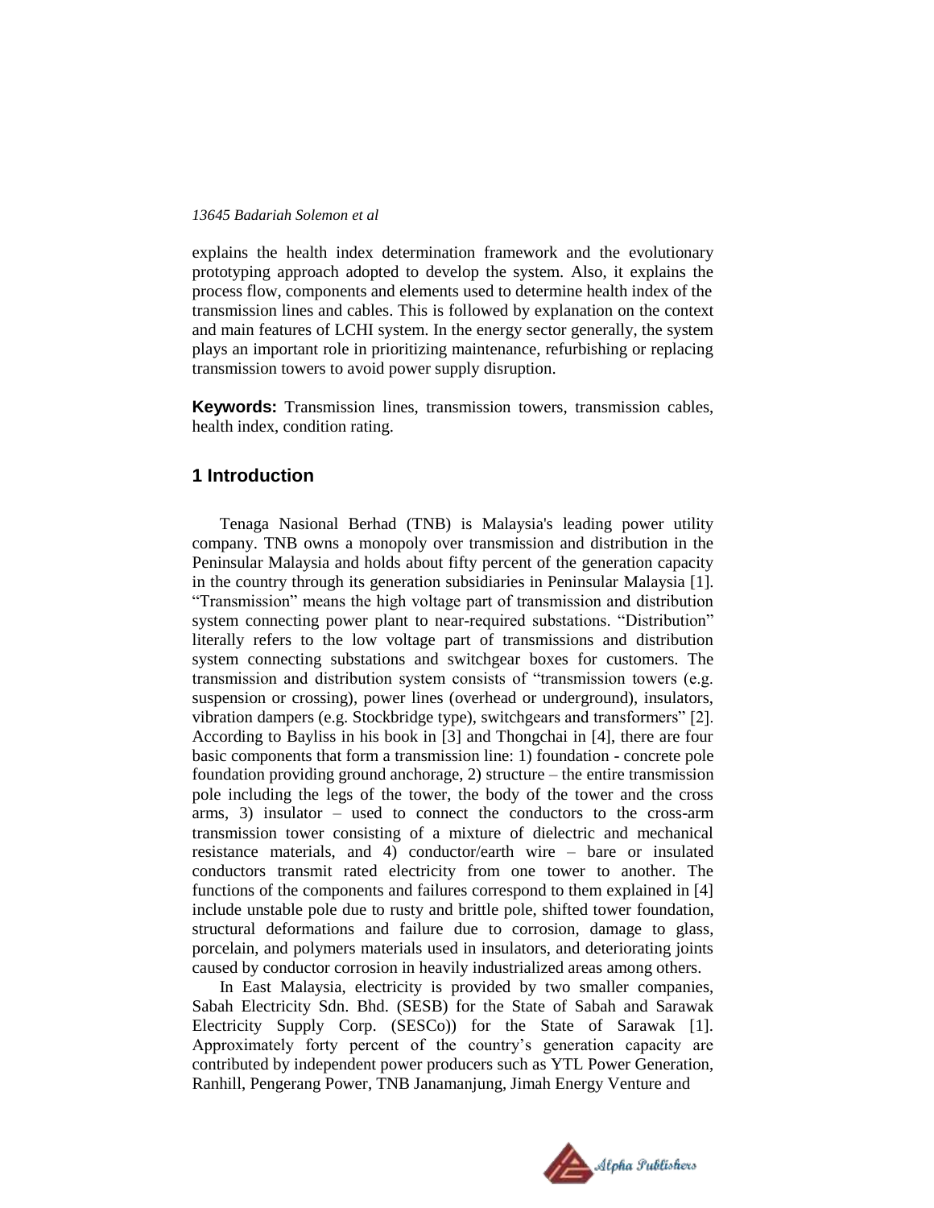explains the health index determination framework and the evolutionary prototyping approach adopted to develop the system. Also, it explains the process flow, components and elements used to determine health index of the transmission lines and cables. This is followed by explanation on the context and main features of LCHI system. In the energy sector generally, the system plays an important role in prioritizing maintenance, refurbishing or replacing transmission towers to avoid power supply disruption.

**Keywords:** Transmission lines, transmission towers, transmission cables, health index, condition rating.

## 1 Introduction

Tenaga Nasional Berhad (TNB) is Malaysia's leading power utility company. TNB owns a monopoly over transmission and distribution in the Peninsular Malaysia and holds about fifty percent of the generation capacity in the country through its generation subsidiaries in Peninsular Malaysia [1]. "Transmission" means the high voltage part of transmission and distribution system connecting power plant to near-required substations. "Distribution" literally refers to the low voltage part of transmissions and distribution system connecting substations and switchgear boxes for customers. The transmission and distribution system consists of "transmission towers (e.g. suspension or crossing), power lines (overhead or underground), insulators, vibration dampers (e.g. Stockbridge type), switchgears and transformers" [2]. According to Bayliss in his book in [3] and Thongchai in [4], there are four basic components that form a transmission line: 1) foundation - concrete pole foundation providing ground anchorage, 2) structure – the entire transmission pole including the legs of the tower, the body of the tower and the cross arms, 3) insulator – used to connect the conductors to the cross-arm transmission tower consisting of a mixture of dielectric and mechanical resistance materials, and 4) conductor/earth wire – bare or insulated conductors transmit rated electricity from one tower to another. The functions of the components and failures correspond to them explained in [4] include unstable pole due to rusty and brittle pole, shifted tower foundation, structural deformations and failure due to corrosion, damage to glass, porcelain, and polymers materials used in insulators, and deteriorating joints caused by conductor corrosion in heavily industrialized areas among others.

In East Malaysia, electricity is provided by two smaller companies, Sabah Electricity Sdn. Bhd. (SESB) for the State of Sabah and Sarawak Electricity Supply Corp. (SESCo)) for the State of Sarawak [1]. Approximately forty percent of the country's generation capacity are contributed by independent power producers such as YTL Power Generation, Ranhill, Pengerang Power, TNB Janamanjung, Jimah Energy Venture and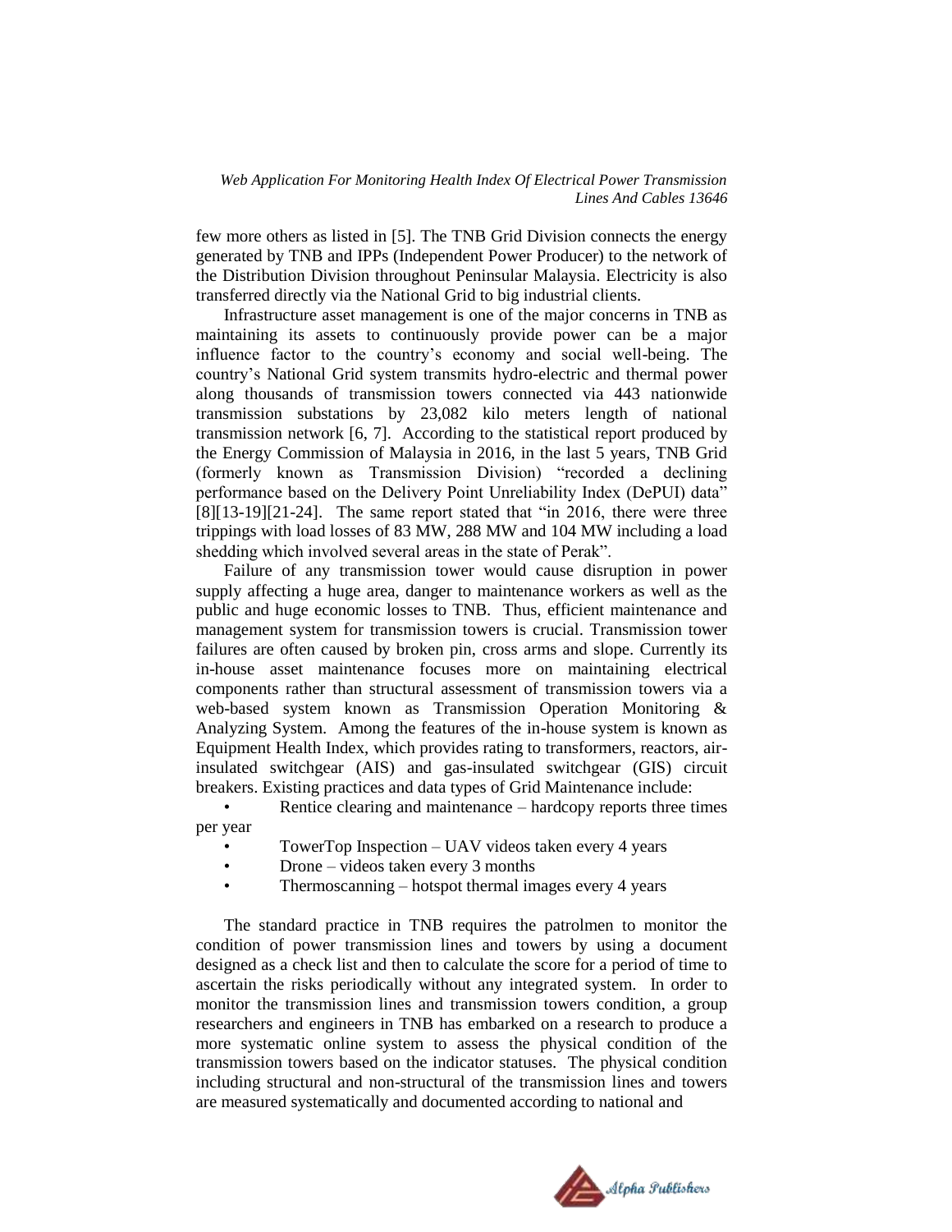few more others as listed in [5]. The TNB Grid Division connects the energy generated by TNB and IPPs (Independent Power Producer) to the network of the Distribution Division throughout Peninsular Malaysia. Electricity is also transferred directly via the National Grid to big industrial clients.

Infrastructure asset management is one of the major concerns in TNB as maintaining its assets to continuously provide power can be a major influence factor to the country's economy and social well-being. The country's National Grid system transmits hydro-electric and thermal power along thousands of transmission towers connected via 443 nationwide transmission substations by 23,082 kilo meters length of national transmission network [6, 7]. According to the statistical report produced by the Energy Commission of Malaysia in 2016, in the last 5 years, TNB Grid (formerly known as Transmission Division) "recorded a declining performance based on the Delivery Point Unreliability Index (DePUI) data" [8][13-19][21-24]. The same report stated that "in 2016, there were three trippings with load losses of 83 MW, 288 MW and 104 MW including a load shedding which involved several areas in the state of Perak".

Failure of any transmission tower would cause disruption in power supply affecting a huge area, danger to maintenance workers as well as the public and huge economic losses to TNB. Thus, efficient maintenance and management system for transmission towers is crucial. Transmission tower failures are often caused by broken pin, cross arms and slope. Currently its in-house asset maintenance focuses more on maintaining electrical components rather than structural assessment of transmission towers via a web-based system known as Transmission Operation Monitoring & Analyzing System. Among the features of the in-house system is known as Equipment Health Index, which provides rating to transformers, reactors, air-insulated switchgear (AIS) and gas-insulated switchgear (GIS) circuit breakers. Existing practices and data types of Grid Maintenance include:

- Rentice clearing and maintenance – hardcopy reports three times per year
- TowerTop Inspection – UAV videos taken every 4 years
- Drone – videos taken every 3 months
- Thermoscanning – hotspot thermal images every 4 years

The standard practice in TNB requires the patrolmen to monitor the condition of power transmission lines and towers by using a document designed as a check list and then to calculate the score for a period of time to ascertain the risks periodically without any integrated system. In order to monitor the transmission lines and transmission towers condition, a group researchers and engineers in TNB has embarked on a research to produce a more systematic online system to assess the physical condition of the transmission towers based on the indicator statuses. The physical condition including structural and non-structural of the transmission lines and towers are measured systematically and documented according to national and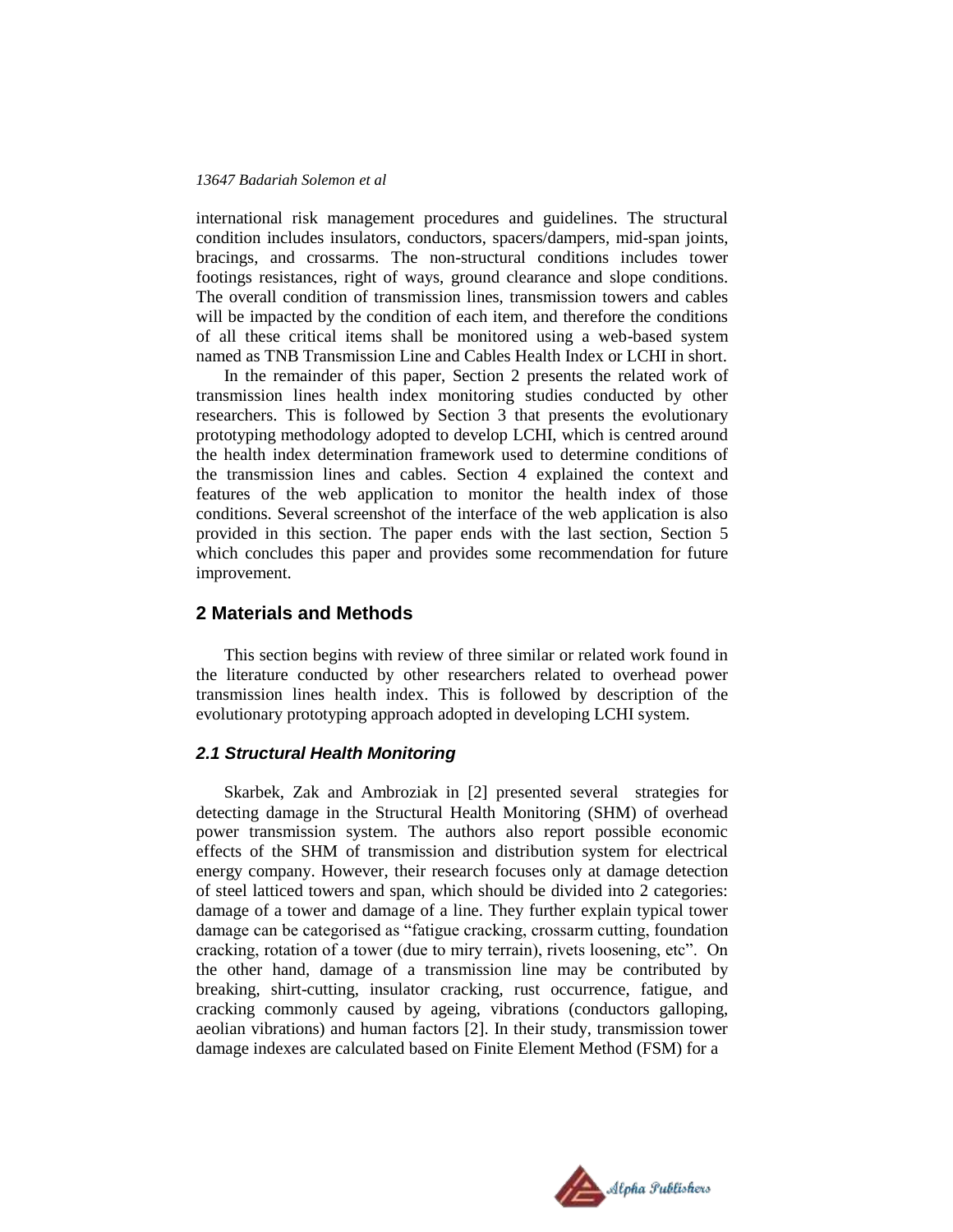international risk management procedures and guidelines. The structural condition includes insulators, conductors, spacers/dampers, mid-span joints, bracings, and crossarms. The non-structural conditions includes tower footings resistances, right of ways, ground clearance and slope conditions. The overall condition of transmission lines, transmission towers and cables will be impacted by the condition of each item, and therefore the conditions of all these critical items shall be monitored using a web-based system named as TNB Transmission Line and Cables Health Index or LCHI in short.

In the remainder of this paper, Section 2 presents the related work of transmission lines health index monitoring studies conducted by other researchers. This is followed by Section 3 that presents the evolutionary prototyping methodology adopted to develop LCHI, which is centred around the health index determination framework used to determine conditions of the transmission lines and cables. Section 4 explained the context and features of the web application to monitor the health index of those conditions. Several screenshot of the interface of the web application is also provided in this section. The paper ends with the last section, Section 5 which concludes this paper and provides some recommendation for future improvement.

## 2 Materials and Methods

This section begins with review of three similar or related work found in the literature conducted by other researchers related to overhead power transmission lines health index. This is followed by description of the evolutionary prototyping approach adopted in developing LCHI system.

### *2.1 Structural Health Monitoring*

Skarbek, Zak and Ambroziak in [2] presented several strategies for detecting damage in the Structural Health Monitoring (SHM) of overhead power transmission system. The authors also report possible economic effects of the SHM of transmission and distribution system for electrical energy company. However, their research focuses only at damage detection of steel latticed towers and span, which should be divided into 2 categories: damage of a tower and damage of a line. They further explain typical tower damage can be categorised as "fatigue cracking, crossarm cutting, foundation cracking, rotation of a tower (due to miry terrain), rivets loosening, etc". On the other hand, damage of a transmission line may be contributed by breaking, shirt-cutting, insulator cracking, rust occurrence, fatigue, and cracking commonly caused by ageing, vibrations (conductors galloping, aeolian vibrations) and human factors [2]. In their study, transmission tower damage indexes are calculated based on Finite Element Method (FSM) for a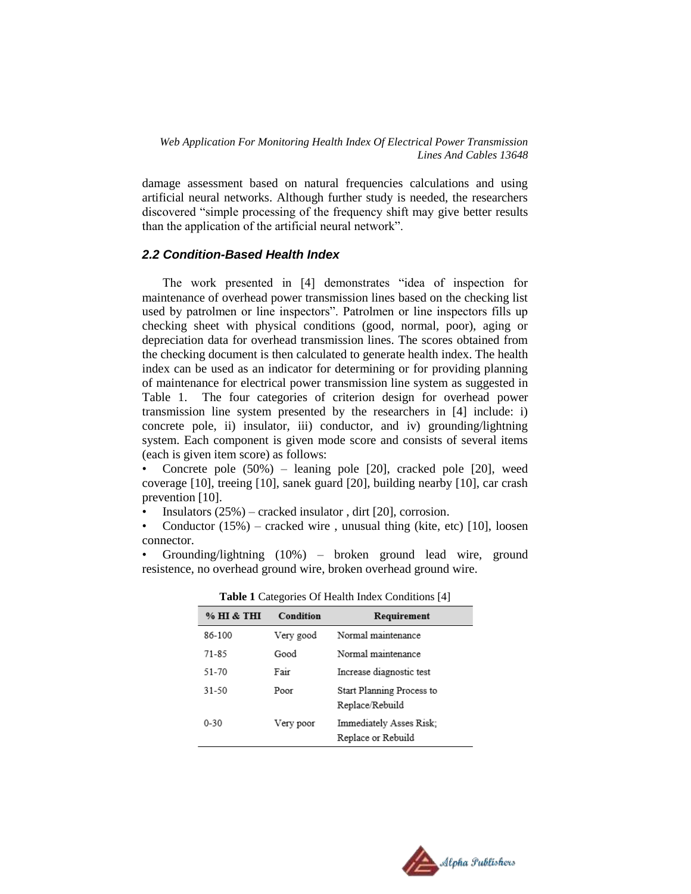damage assessment based on natural frequencies calculations and using artificial neural networks. Although further study is needed, the researchers discovered “simple processing of the frequency shift may give better results than the application of the artificial neural network”.

### *2.2 Condition-Based Health Index*

The work presented in [4] demonstrates “idea of inspection for maintenance of overhead power transmission lines based on the checking list used by patrolmen or line inspectors”. Patrolmen or line inspectors fills up checking sheet with physical conditions (good, normal, poor), aging or depreciation data for overhead transmission lines. The scores obtained from the checking document is then calculated to generate health index. The health index can be used as an indicator for determining or for providing planning of maintenance for electrical power transmission line system as suggested in Table 1. The four categories of criterion design for overhead power transmission line system presented by the researchers in [4] include: i) concrete pole, ii) insulator, iii) conductor, and iv) grounding/lightning system. Each component is given mode score and consists of several items (each is given item score) as follows:

- Concrete pole (50%) – leaning pole [20], cracked pole [20], weed coverage [10], treeing [10], sanek guard [20], building nearby [10], car crash prevention [10].
- Insulators (25%) – cracked insulator , dirt [20], corrosion.
- Conductor (15%) – cracked wire , unusual thing (kite, etc) [10], loosen connector.
- Grounding/lightning (10%) – broken ground lead wire, ground resistence, no overhead ground wire, broken overhead ground wire.

**Table 1** Categories Of Health Index Conditions [4]

| % HI & THI | Condition | Requirement |
|---|---|---|
| 86-100 | Very good | Normal maintenance |
| 71-85 | Good | Normal maintenance |
| 51-70 | Fair | Increase diagnostic test |
| 31-50 | Poor | Start Planning Process to Replace/Rebuild |
| 0-30 | Very poor | Immediately Asses Risk; Replace or Rebuild |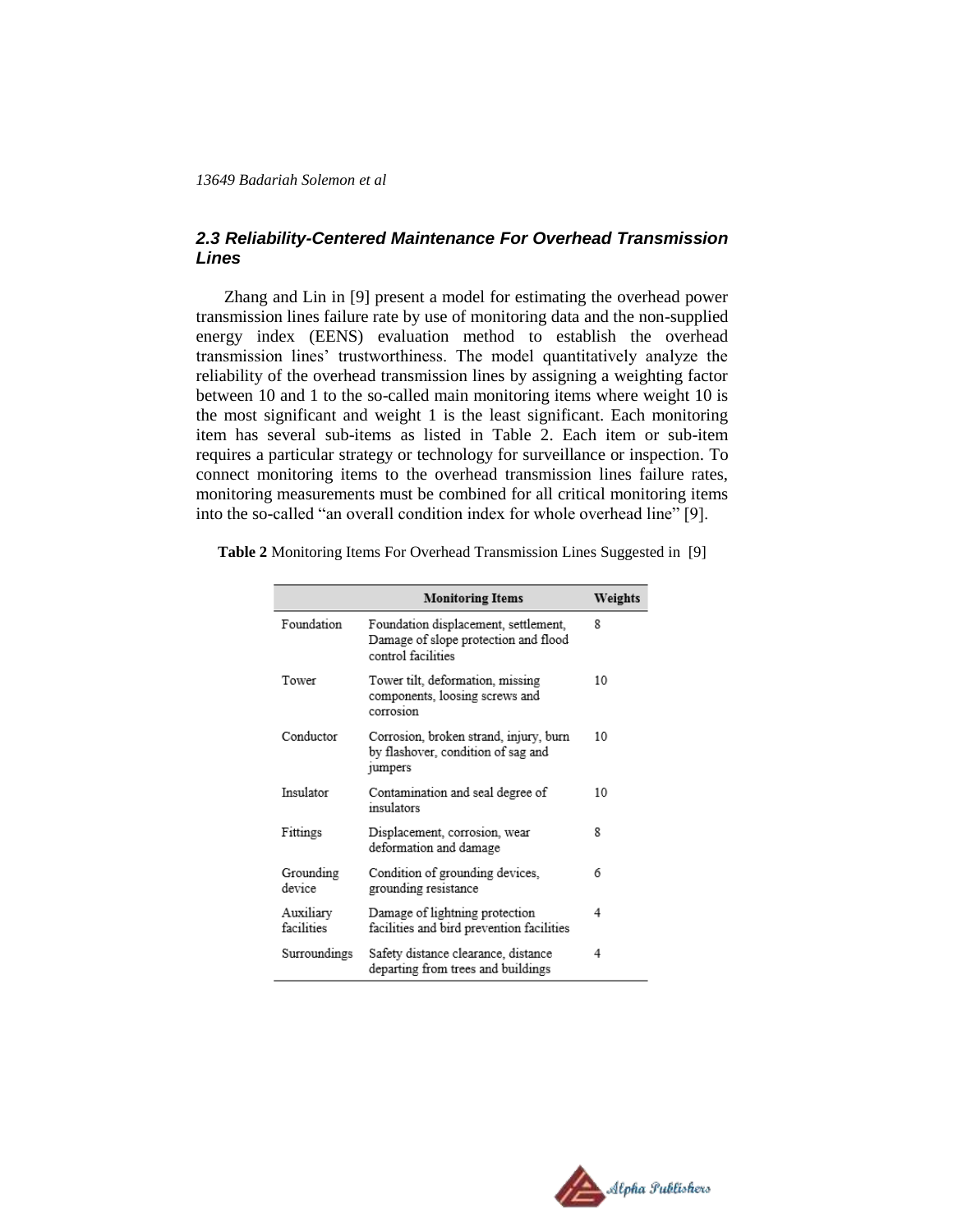## *2.3 Reliability-Centered Maintenance For Overhead Transmission Lines*

Zhang and Lin in [9] present a model for estimating the overhead power transmission lines failure rate by use of monitoring data and the non-supplied energy index (EENS) evaluation method to establish the overhead transmission lines' trustworthiness. The model quantitatively analyze the reliability of the overhead transmission lines by assigning a weighting factor between 10 and 1 to the so-called main monitoring items where weight 10 is the most significant and weight 1 is the least significant. Each monitoring item has several sub-items as listed in Table 2. Each item or sub-item requires a particular strategy or technology for surveillance or inspection. To connect monitoring items to the overhead transmission lines failure rates, monitoring measurements must be combined for all critical monitoring items into the so-called "an overall condition index for whole overhead line" [9].

**Table 2** Monitoring Items For Overhead Transmission Lines Suggested in [9]

| | Monitoring Items | Weights |
|---|---|---|
| Foundation | Foundation displacement, settlement, Damage of slope protection and flood control facilities | 8 |
| Tower | Tower tilt, deformation, missing components, loosing screws and corrosion | 10 |
| Conductor | Corrosion, broken strand, injury, burn by flashover, condition of sag and jumpers | 10 |
| Insulator | Contamination and seal degree of insulators | 10 |
| Fittings | Displacement, corrosion, wear deformation and damage | 8 |
| Grounding device | Condition of grounding devices, grounding resistance | 6 |
| Auxiliary facilities | Damage of lightning protection facilities and bird prevention facilities | 4 |
| Surroundings | Safety distance clearance, distance departing from trees and buildings | 4 |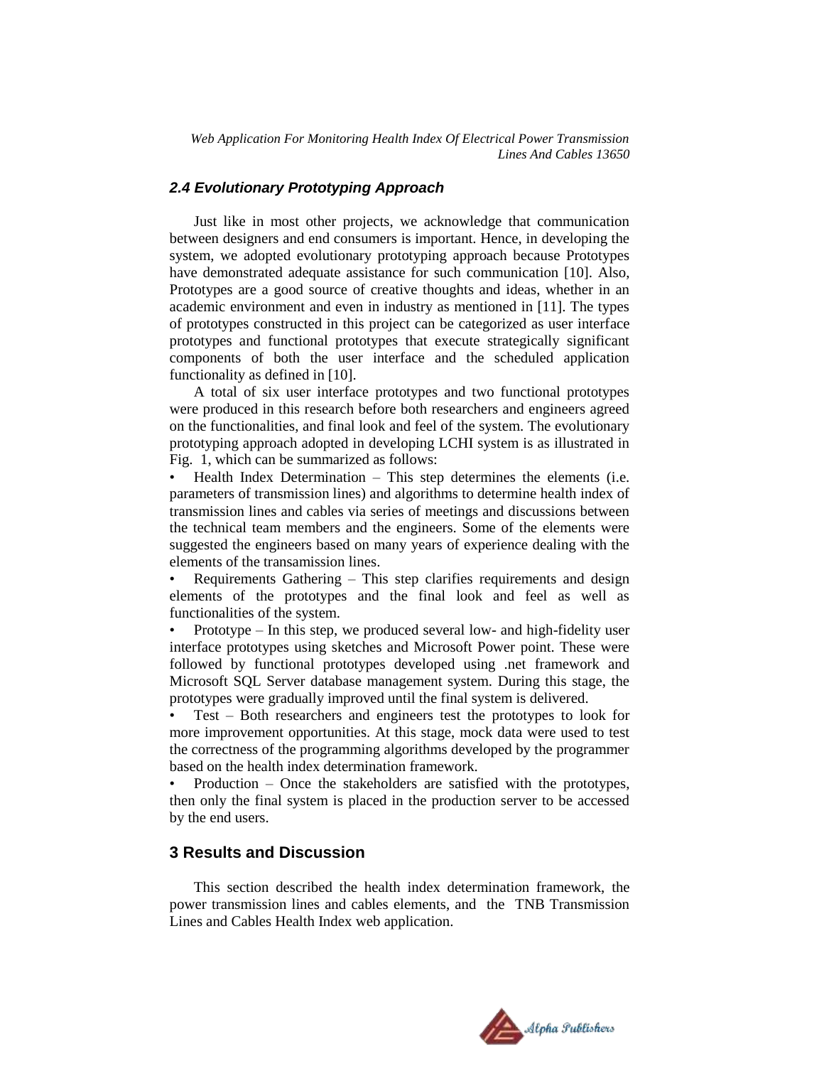### *2.4 Evolutionary Prototyping Approach*

Just like in most other projects, we acknowledge that communication between designers and end consumers is important. Hence, in developing the system, we adopted evolutionary prototyping approach because Prototypes have demonstrated adequate assistance for such communication [10]. Also, Prototypes are a good source of creative thoughts and ideas, whether in an academic environment and even in industry as mentioned in [11]. The types of prototypes constructed in this project can be categorized as user interface prototypes and functional prototypes that execute strategically significant components of both the user interface and the scheduled application functionality as defined in [10].

A total of six user interface prototypes and two functional prototypes were produced in this research before both researchers and engineers agreed on the functionalities, and final look and feel of the system. The evolutionary prototyping approach adopted in developing LCHI system is as illustrated in Fig. 1, which can be summarized as follows:

- Health Index Determination – This step determines the elements (i.e. parameters of transmission lines) and algorithms to determine health index of transmission lines and cables via series of meetings and discussions between the technical team members and the engineers. Some of the elements were suggested the engineers based on many years of experience dealing with the elements of the transamission lines.
- Requirements Gathering – This step clarifies requirements and design elements of the prototypes and the final look and feel as well as functionalities of the system.
- Prototype – In this step, we produced several low- and high-fidelity user interface prototypes using sketches and Microsoft Power point. These were followed by functional prototypes developed using .net framework and Microsoft SQL Server database management system. During this stage, the prototypes were gradually improved until the final system is delivered.
- Test – Both researchers and engineers test the prototypes to look for more improvement opportunities. At this stage, mock data were used to test the correctness of the programming algorithms developed by the programmer based on the health index determination framework.
- Production – Once the stakeholders are satisfied with the prototypes, then only the final system is placed in the production server to be accessed by the end users.

## 3 Results and Discussion

This section described the health index determination framework, the power transmission lines and cables elements, and the TNB Transmission Lines and Cables Health Index web application.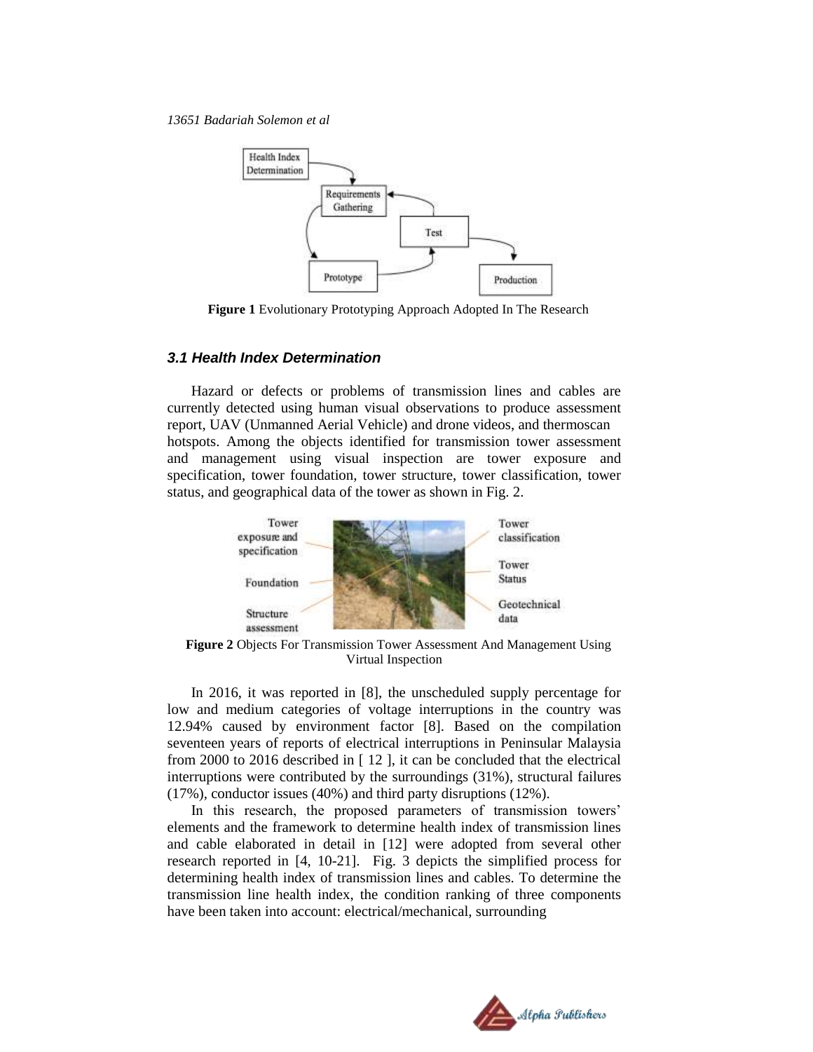**Figure 1** Evolutionary Prototyping Approach Adopted In The Research

### *3.1 Health Index Determination*

Hazard or defects or problems of transmission lines and cables are currently detected using human visual observations to produce assessment report, UAV (Unmanned Aerial Vehicle) and drone videos, and thermoscan hotspots. Among the objects identified for transmission tower assessment and management using visual inspection are tower exposure and specification, tower foundation, tower structure, tower classification, tower status, and geographical data of the tower as shown in Fig. 2.

**Figure 2** Objects For Transmission Tower Assessment And Management Using Virtual Inspection

In 2016, it was reported in [8], the unscheduled supply percentage for low and medium categories of voltage interruptions in the country was 12.94% caused by environment factor [8]. Based on the compilation seventeen years of reports of electrical interruptions in Peninsular Malaysia from 2000 to 2016 described in [ 12 ], it can be concluded that the electrical interruptions were contributed by the surroundings (31%), structural failures (17%), conductor issues (40%) and third party disruptions (12%).

In this research, the proposed parameters of transmission towers' elements and the framework to determine health index of transmission lines and cable elaborated in detail in [12] were adopted from several other research reported in [4, 10-21]. Fig. 3 depicts the simplified process for determining health index of transmission lines and cables. To determine the transmission line health index, the condition ranking of three components have been taken into account: electrical/mechanical, surrounding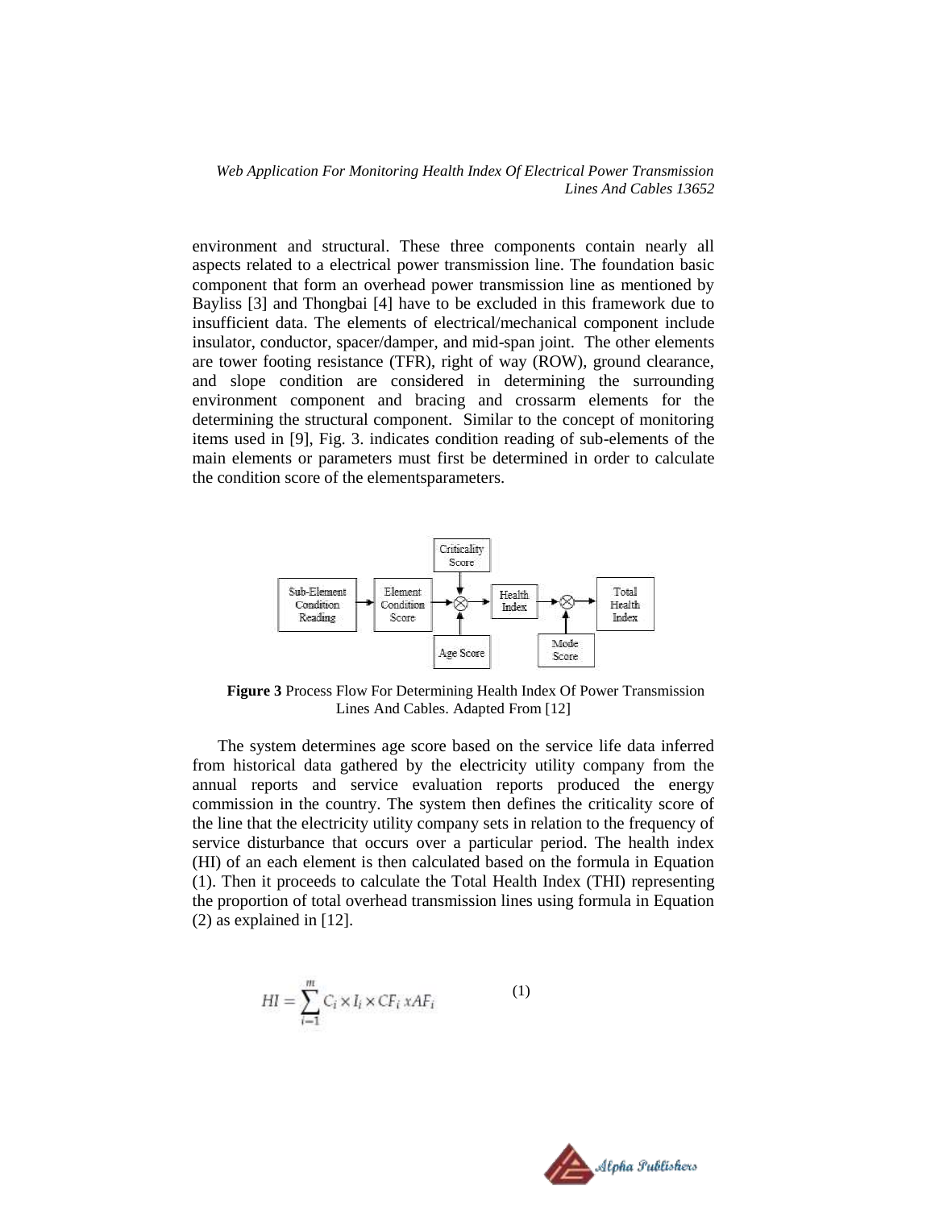environment and structural. These three components contain nearly all aspects related to a electrical power transmission line. The foundation basic component that form an overhead power transmission line as mentioned by Bayliss [3] and Thongbai [4] have to be excluded in this framework due to insufficient data. The elements of electrical/mechanical component include insulator, conductor, spacer/damper, and mid-span joint. The other elements are tower footing resistance (TFR), right of way (ROW), ground clearance, and slope condition are considered in determining the surrounding environment component and bracing and crossarm elements for the determining the structural component. Similar to the concept of monitoring items used in [9], Fig. 3. indicates condition reading of sub-elements of the main elements or parameters must first be determined in order to calculate the condition score of the elementsparameters.

**Figure 3** Process Flow For Determining Health Index Of Power Transmission Lines And Cables. Adapted From [12]

The system determines age score based on the service life data inferred from historical data gathered by the electricity utility company from the annual reports and service evaluation reports produced the energy commission in the country. The system then defines the criticality score of the line that the electricity utility company sets in relation to the frequency of service disturbance that occurs over a particular period. The health index (HI) of an each element is then calculated based on the formula in Equation (1). Then it proceeds to calculate the Total Health Index (THI) representing the proportion of total overhead transmission lines using formula in Equation (2) as explained in [12].

$$HI = \sum_{i=1}^{m} C_i \times I_i \times CF_i \, x AF_i \qquad (1)$$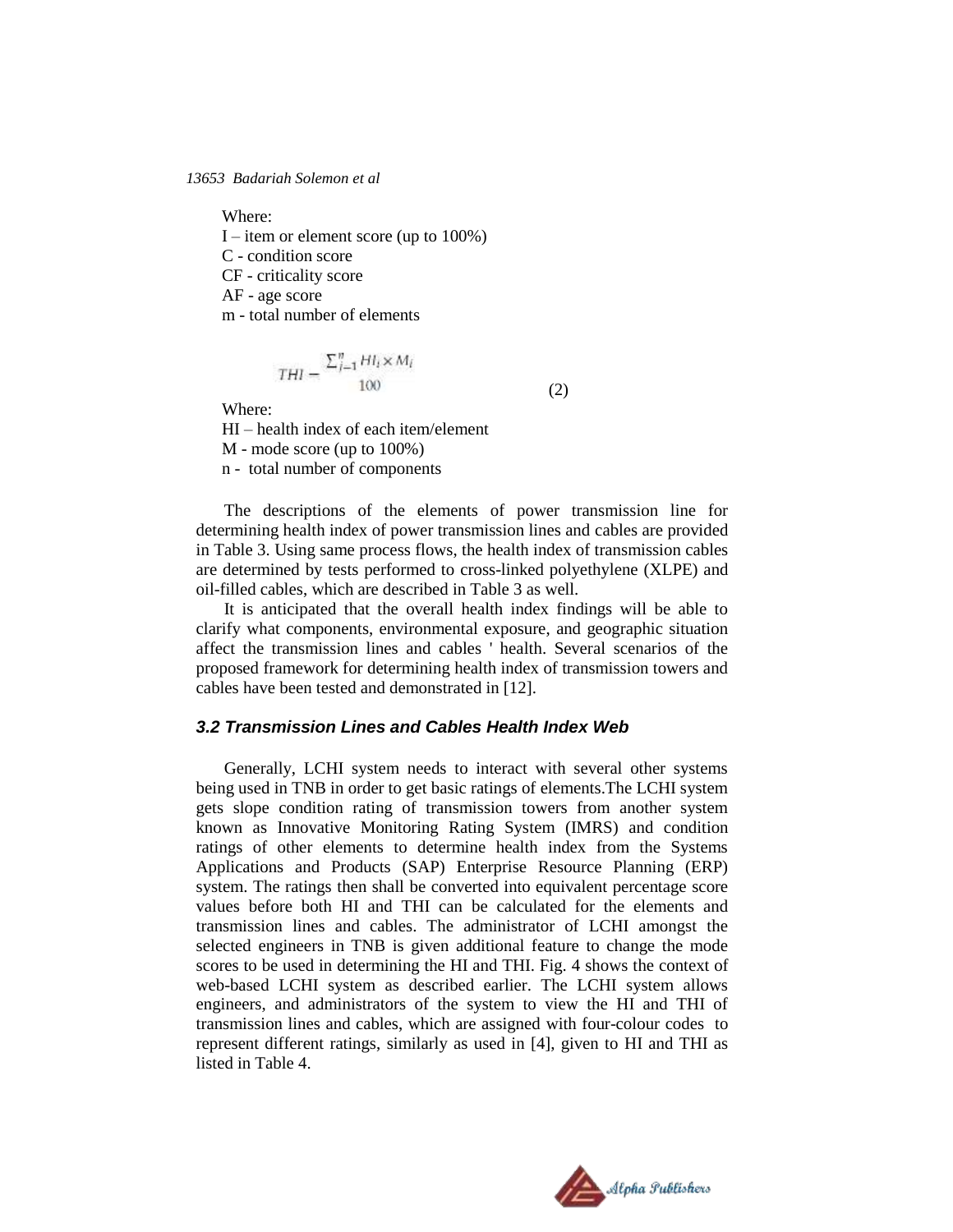Where:
I – item or element score (up to 100%)
C - condition score
CF - criticality score
AF - age score
m - total number of elements

$$THI = \frac{\sum_{i=1}^{n} HI_i \times M_i}{100} \tag{2}$$

Where:
HI – health index of each item/element
M - mode score (up to 100%)
n - total number of components

The descriptions of the elements of power transmission line for determining health index of power transmission lines and cables are provided in Table 3. Using same process flows, the health index of transmission cables are determined by tests performed to cross-linked polyethylene (XLPE) and oil-filled cables, which are described in Table 3 as well.

It is anticipated that the overall health index findings will be able to clarify what components, environmental exposure, and geographic situation affect the transmission lines and cables ' health. Several scenarios of the proposed framework for determining health index of transmission towers and cables have been tested and demonstrated in [12].

### 3.2 Transmission Lines and Cables Health Index Web

Generally, LCHI system needs to interact with several other systems being used in TNB in order to get basic ratings of elements.The LCHI system gets slope condition rating of transmission towers from another system known as Innovative Monitoring Rating System (IMRS) and condition ratings of other elements to determine health index from the Systems Applications and Products (SAP) Enterprise Resource Planning (ERP) system. The ratings then shall be converted into equivalent percentage score values before both HI and THI can be calculated for the elements and transmission lines and cables. The administrator of LCHI amongst the selected engineers in TNB is given additional feature to change the mode scores to be used in determining the HI and THI. Fig. 4 shows the context of web-based LCHI system as described earlier. The LCHI system allows engineers, and administrators of the system to view the HI and THI of transmission lines and cables, which are assigned with four-colour codes to represent different ratings, similarly as used in [4], given to HI and THI as listed in Table 4.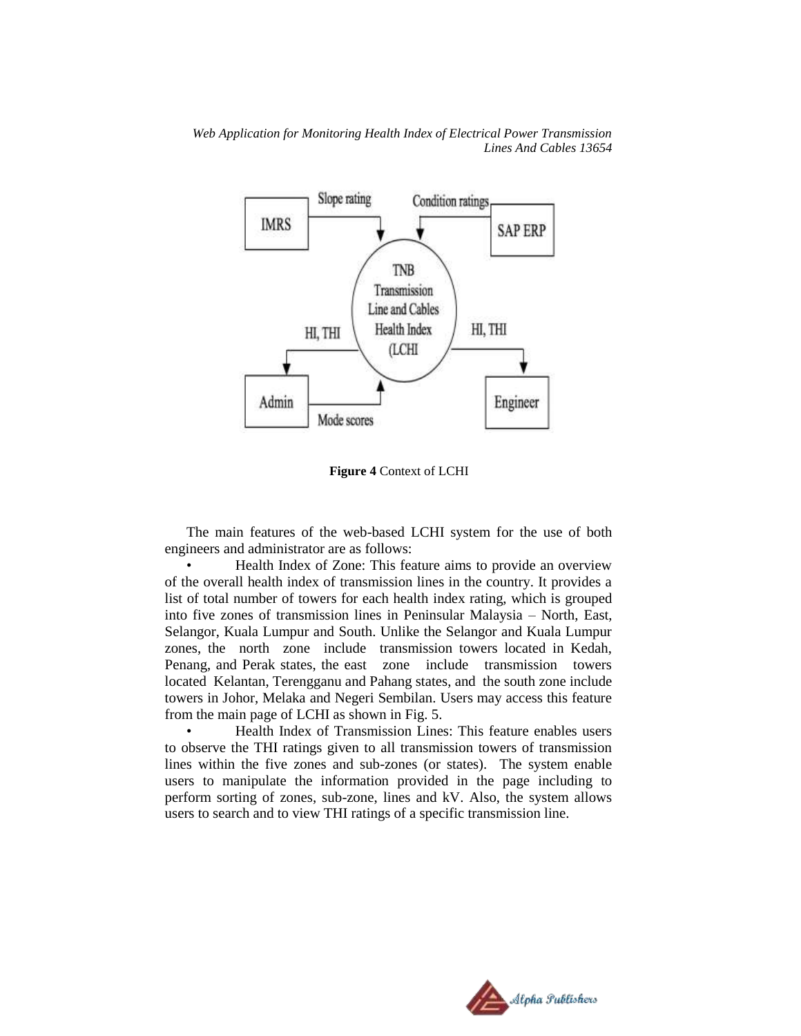**Figure 4** Context of LCHI

The main features of the web-based LCHI system for the use of both engineers and administrator are as follows:

- Health Index of Zone: This feature aims to provide an overview of the overall health index of transmission lines in the country. It provides a list of total number of towers for each health index rating, which is grouped into five zones of transmission lines in Peninsular Malaysia – North, East, Selangor, Kuala Lumpur and South. Unlike the Selangor and Kuala Lumpur zones, the north zone include transmission towers located in Kedah, Penang, and Perak states, the east zone include transmission towers located Kelantan, Terengganu and Pahang states, and the south zone include towers in Johor, Melaka and Negeri Sembilan. Users may access this feature from the main page of LCHI as shown in Fig. 5.
- Health Index of Transmission Lines: This feature enables users to observe the THI ratings given to all transmission towers of transmission lines within the five zones and sub-zones (or states). The system enable users to manipulate the information provided in the page including to perform sorting of zones, sub-zone, lines and kV. Also, the system allows users to search and to view THI ratings of a specific transmission line.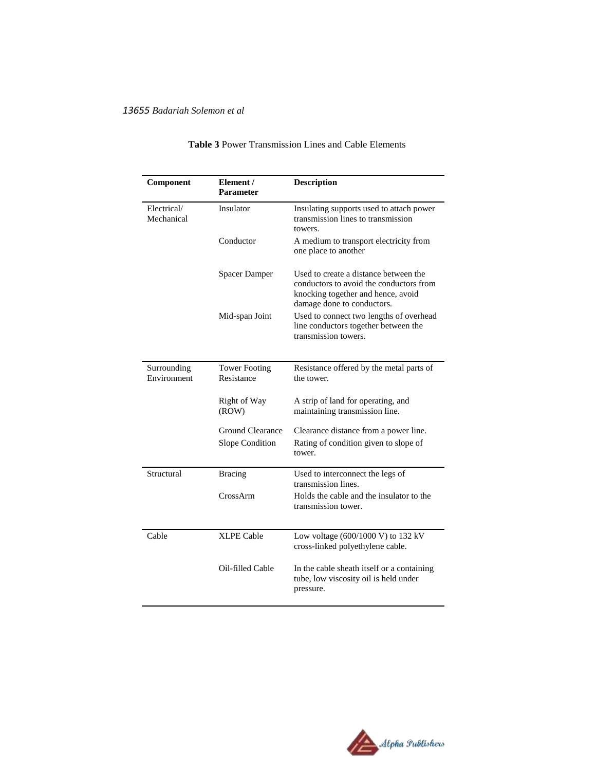**Table 3** Power Transmission Lines and Cable Elements

| Component | Element / Parameter | Description |
|---|---|---|
| Electrical/ Mechanical | Insulator | Insulating supports used to attach power transmission lines to transmission towers. |
| | Conductor | A medium to transport electricity from one place to another |
| | Spacer Damper | Used to create a distance between the conductors to avoid the conductors from knocking together and hence, avoid damage done to conductors. |
| | Mid-span Joint | Used to connect two lengths of overhead line conductors together between the transmission towers. |
| Surrounding Environment | Tower Footing Resistance | Resistance offered by the metal parts of the tower. |
| | Right of Way (ROW) | A strip of land for operating, and maintaining transmission line. |
| | Ground Clearance | Clearance distance from a power line. |
| | Slope Condition | Rating of condition given to slope of tower. |
| Structural | Bracing | Used to interconnect the legs of transmission lines. |
| | CrossArm | Holds the cable and the insulator to the transmission tower. |
| Cable | XLPE Cable | Low voltage (600/1000 V) to 132 kV cross-linked polyethylene cable. |
| | Oil-filled Cable | In the cable sheath itself or a containing tube, low viscosity oil is held under pressure. |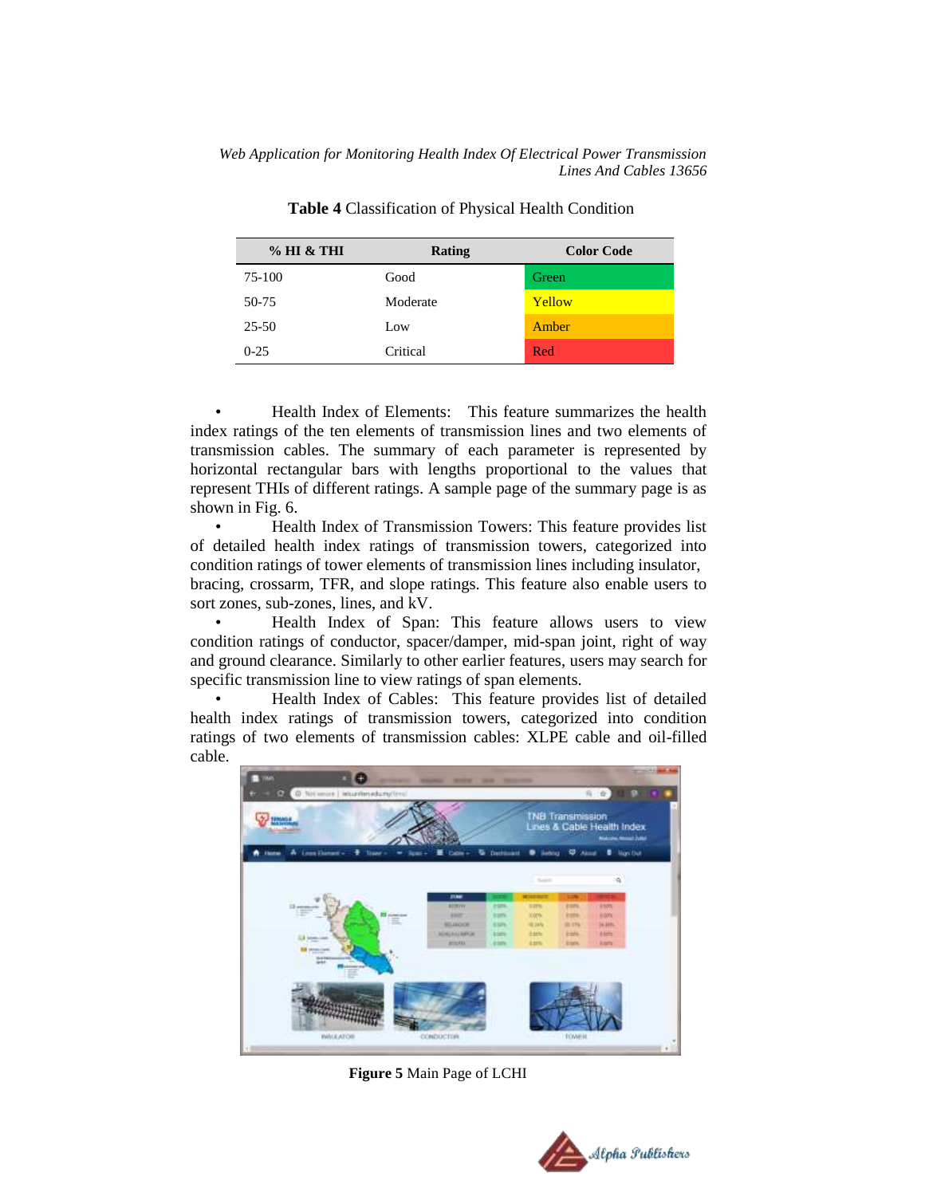**Table 4** Classification of Physical Health Condition

| % HI & THI | Rating | Color Code |
|---|---|---|
| 75-100 | Good | Green |
| 50-75 | Moderate | Yellow |
| 25-50 | Low | Amber |
| 0-25 | Critical | Red |

- Health Index of Elements: This feature summarizes the health index ratings of the ten elements of transmission lines and two elements of transmission cables. The summary of each parameter is represented by horizontal rectangular bars with lengths proportional to the values that represent THIs of different ratings. A sample page of the summary page is as shown in Fig. 6.
- Health Index of Transmission Towers: This feature provides list of detailed health index ratings of transmission towers, categorized into condition ratings of tower elements of transmission lines including insulator, bracing, crossarm, TFR, and slope ratings. This feature also enable users to sort zones, sub-zones, lines, and kV.
- Health Index of Span: This feature allows users to view condition ratings of conductor, spacer/damper, mid-span joint, right of way and ground clearance. Similarly to other earlier features, users may search for specific transmission line to view ratings of span elements.
- Health Index of Cables: This feature provides list of detailed health index ratings of transmission towers, categorized into condition ratings of two elements of transmission cables: XLPE cable and oil-filled cable.

**Figure 5** Main Page of LCHI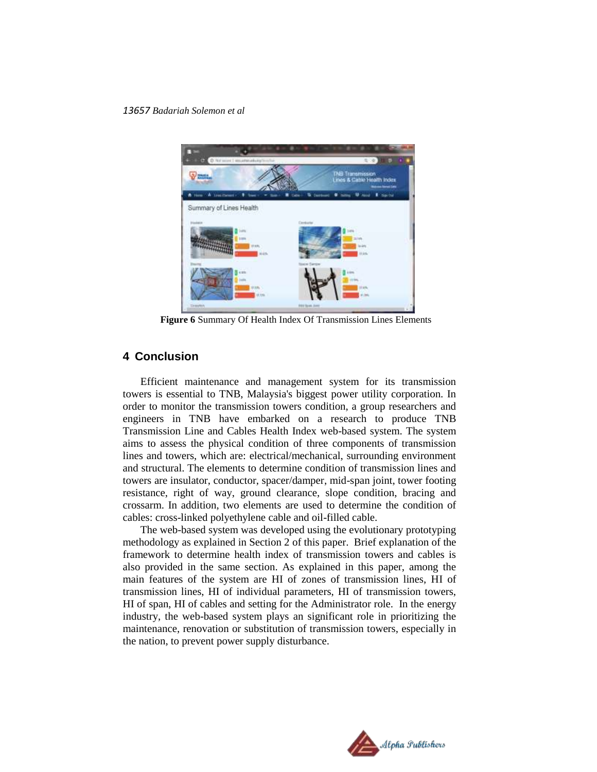**Figure 6** Summary Of Health Index Of Transmission Lines Elements

## 4 Conclusion

Efficient maintenance and management system for its transmission towers is essential to TNB, Malaysia's biggest power utility corporation. In order to monitor the transmission towers condition, a group researchers and engineers in TNB have embarked on a research to produce TNB Transmission Line and Cables Health Index web-based system. The system aims to assess the physical condition of three components of transmission lines and towers, which are: electrical/mechanical, surrounding environment and structural. The elements to determine condition of transmission lines and towers are insulator, conductor, spacer/damper, mid-span joint, tower footing resistance, right of way, ground clearance, slope condition, bracing and crossarm. In addition, two elements are used to determine the condition of cables: cross-linked polyethylene cable and oil-filled cable.

The web-based system was developed using the evolutionary prototyping methodology as explained in Section 2 of this paper. Brief explanation of the framework to determine health index of transmission towers and cables is also provided in the same section. As explained in this paper, among the main features of the system are HI of zones of transmission lines, HI of transmission lines, HI of individual parameters, HI of transmission towers, HI of span, HI of cables and setting for the Administrator role. In the energy industry, the web-based system plays an significant role in prioritizing the maintenance, renovation or substitution of transmission towers, especially in the nation, to prevent power supply disturbance.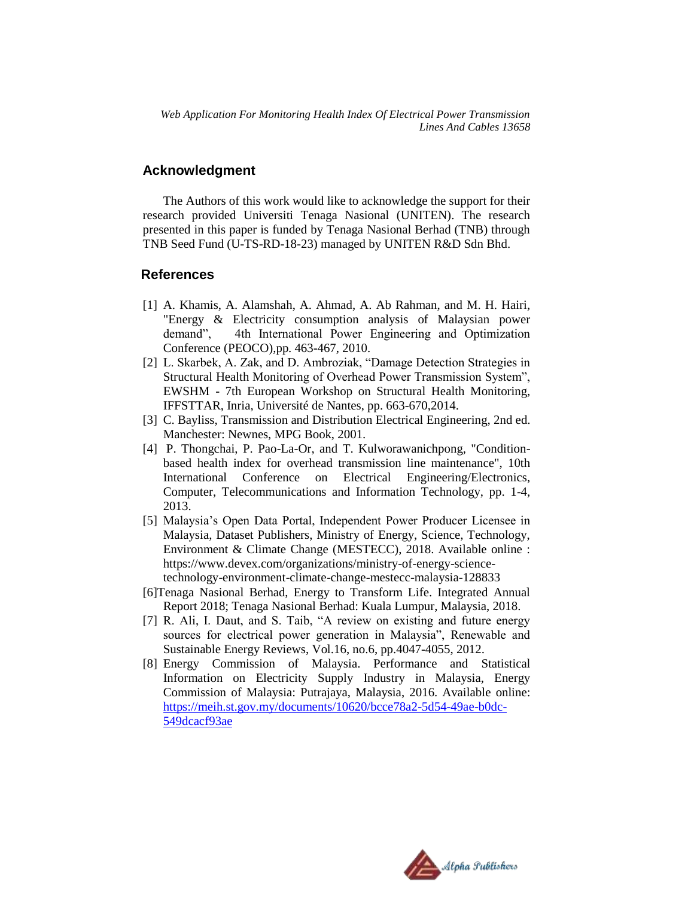## Acknowledgment

The Authors of this work would like to acknowledge the support for their research provided Universiti Tenaga Nasional (UNITEN). The research presented in this paper is funded by Tenaga Nasional Berhad (TNB) through TNB Seed Fund (U-TS-RD-18-23) managed by UNITEN R&D Sdn Bhd.

## References

[1] A. Khamis, A. Alamshah, A. Ahmad, A. Ab Rahman, and M. H. Hairi, "Energy & Electricity consumption analysis of Malaysian power demand", 4th International Power Engineering and Optimization Conference (PEOCO),pp. 463-467, 2010.

[2] L. Skarbek, A. Zak, and D. Ambroziak, "Damage Detection Strategies in Structural Health Monitoring of Overhead Power Transmission System", EWSHM - 7th European Workshop on Structural Health Monitoring, IFFSTTAR, Inria, Université de Nantes, pp. 663-670,2014.

[3] C. Bayliss, Transmission and Distribution Electrical Engineering, 2nd ed. Manchester: Newnes, MPG Book, 2001.

[4] P. Thongchai, P. Pao-La-Or, and T. Kulworawanichpong, "Condition-based health index for overhead transmission line maintenance", 10th International Conference on Electrical Engineering/Electronics, Computer, Telecommunications and Information Technology, pp. 1-4, 2013.

[5] Malaysia's Open Data Portal, Independent Power Producer Licensee in Malaysia, Dataset Publishers, Ministry of Energy, Science, Technology, Environment & Climate Change (MESTECC), 2018. Available online : https://www.devex.com/organizations/ministry-of-energy-science-technology-environment-climate-change-mestecc-malaysia-128833

[6]Tenaga Nasional Berhad, Energy to Transform Life. Integrated Annual Report 2018; Tenaga Nasional Berhad: Kuala Lumpur, Malaysia, 2018.

[7] R. Ali, I. Daut, and S. Taib, "A review on existing and future energy sources for electrical power generation in Malaysia", Renewable and Sustainable Energy Reviews, Vol.16, no.6, pp.4047-4055, 2012.

[8] Energy Commission of Malaysia. Performance and Statistical Information on Electricity Supply Industry in Malaysia, Energy Commission of Malaysia: Putrajaya, Malaysia, 2016. Available online: https://meih.st.gov.my/documents/10620/bcce78a2-5d54-49ae-b0dc-549dcacf93ae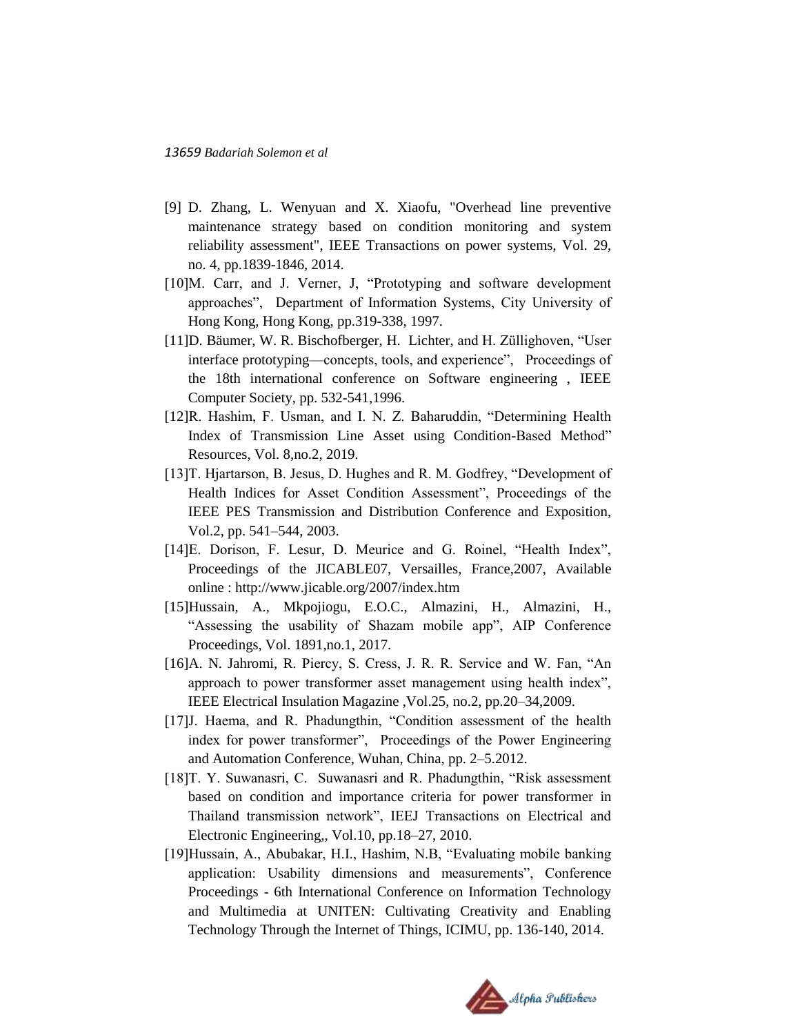[9] D. Zhang, L. Wenyuan and X. Xiaofu, "Overhead line preventive maintenance strategy based on condition monitoring and system reliability assessment", IEEE Transactions on power systems, Vol. 29, no. 4, pp.1839-1846, 2014.

[10]M. Carr, and J. Verner, J, "Prototyping and software development approaches", Department of Information Systems, City University of Hong Kong, Hong Kong, pp.319-338, 1997.

[11]D. Bäumer, W. R. Bischofberger, H. Lichter, and H. Züllighoven, "User interface prototyping—concepts, tools, and experience", Proceedings of the 18th international conference on Software engineering , IEEE Computer Society, pp. 532-541,1996.

[12]R. Hashim, F. Usman, and I. N. Z. Baharuddin, "Determining Health Index of Transmission Line Asset using Condition-Based Method" Resources, Vol. 8,no.2, 2019.

[13]T. Hjartarson, B. Jesus, D. Hughes and R. M. Godfrey, "Development of Health Indices for Asset Condition Assessment", Proceedings of the IEEE PES Transmission and Distribution Conference and Exposition, Vol.2, pp. 541–544, 2003.

[14]E. Dorison, F. Lesur, D. Meurice and G. Roinel, "Health Index", Proceedings of the JICABLE07, Versailles, France,2007, Available online : http://www.jicable.org/2007/index.htm

[15]Hussain, A., Mkpojiogu, E.O.C., Almazini, H., Almazini, H., "Assessing the usability of Shazam mobile app", AIP Conference Proceedings, Vol. 1891,no.1, 2017.

[16]A. N. Jahromi, R. Piercy, S. Cress, J. R. R. Service and W. Fan, "An approach to power transformer asset management using health index", IEEE Electrical Insulation Magazine ,Vol.25, no.2, pp.20–34,2009.

[17]J. Haema, and R. Phadungthin, "Condition assessment of the health index for power transformer", Proceedings of the Power Engineering and Automation Conference, Wuhan, China, pp. 2–5.2012.

[18]T. Y. Suwanasri, C. Suwanasri and R. Phadungthin, "Risk assessment based on condition and importance criteria for power transformer in Thailand transmission network", IEEJ Transactions on Electrical and Electronic Engineering,, Vol.10, pp.18–27, 2010.

[19]Hussain, A., Abubakar, H.I., Hashim, N.B, "Evaluating mobile banking application: Usability dimensions and measurements", Conference Proceedings - 6th International Conference on Information Technology and Multimedia at UNITEN: Cultivating Creativity and Enabling Technology Through the Internet of Things, ICIMU, pp. 136-140, 2014.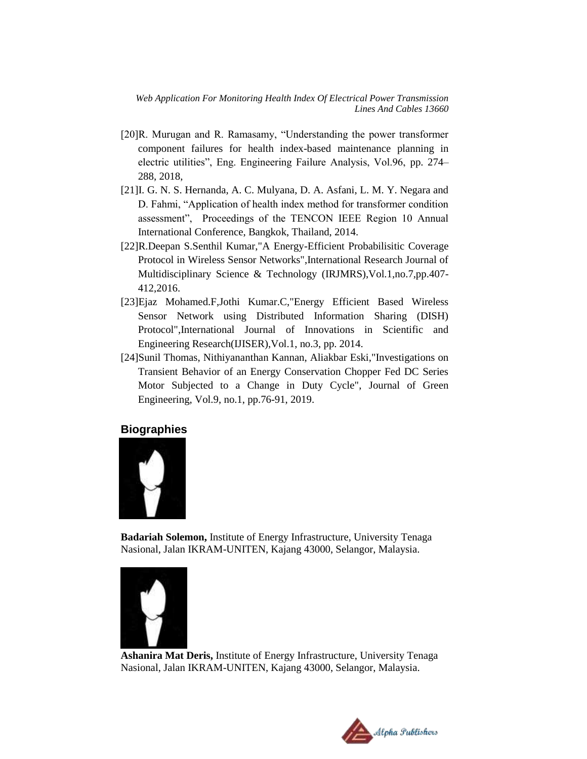[20]R. Murugan and R. Ramasamy, “Understanding the power transformer component failures for health index-based maintenance planning in electric utilities”, Eng. Engineering Failure Analysis, Vol.96, pp. 274–288, 2018,

[21]I. G. N. S. Hernanda, A. C. Mulyana, D. A. Asfani, L. M. Y. Negara and D. Fahmi, “Application of health index method for transformer condition assessment”, Proceedings of the TENCON IEEE Region 10 Annual International Conference, Bangkok, Thailand, 2014.

[22]R.Deepan S.Senthil Kumar,"A Energy-Efficient Probabilisitic Coverage Protocol in Wireless Sensor Networks",International Research Journal of Multidisciplinary Science & Technology (IRJMRS),Vol.1,no.7,pp.407-412,2016.

[23]Ejaz Mohamed.F,Jothi Kumar.C,"Energy Efficient Based Wireless Sensor Network using Distributed Information Sharing (DISH) Protocol",International Journal of Innovations in Scientific and Engineering Research(IJISER),Vol.1, no.3, pp. 2014.

[24]Sunil Thomas, Nithiyananthan Kannan, Aliakbar Eski,"Investigations on Transient Behavior of an Energy Conservation Chopper Fed DC Series Motor Subjected to a Change in Duty Cycle", Journal of Green Engineering, Vol.9, no.1, pp.76-91, 2019.

## Biographies

**Badariah Solemon,** Institute of Energy Infrastructure, University Tenaga Nasional, Jalan IKRAM-UNITEN, Kajang 43000, Selangor, Malaysia.

**Ashanira Mat Deris,** Institute of Energy Infrastructure, University Tenaga Nasional, Jalan IKRAM-UNITEN, Kajang 43000, Selangor, Malaysia.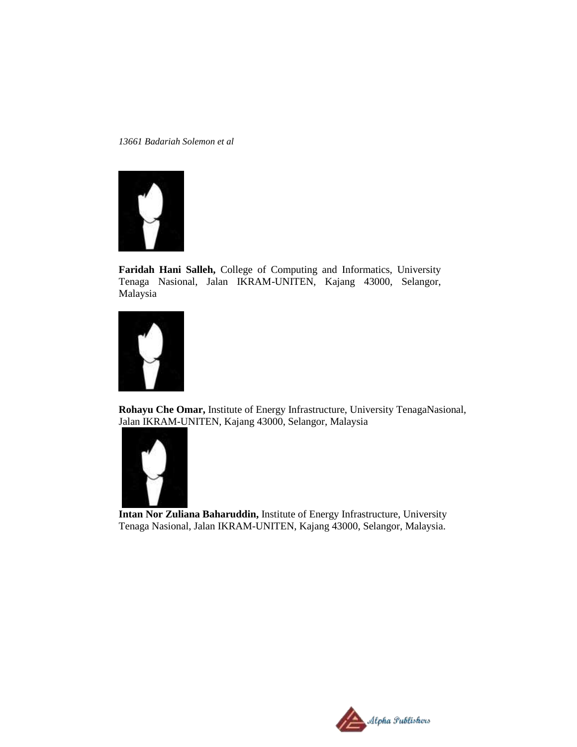**Faridah Hani Salleh,** College of Computing and Informatics, University Tenaga Nasional, Jalan IKRAM-UNITEN, Kajang 43000, Selangor, Malaysia

**Rohayu Che Omar,** Institute of Energy Infrastructure, University TenagaNasional, Jalan IKRAM-UNITEN, Kajang 43000, Selangor, Malaysia

**Intan Nor Zuliana Baharuddin,** Institute of Energy Infrastructure, University Tenaga Nasional, Jalan IKRAM-UNITEN, Kajang 43000, Selangor, Malaysia.